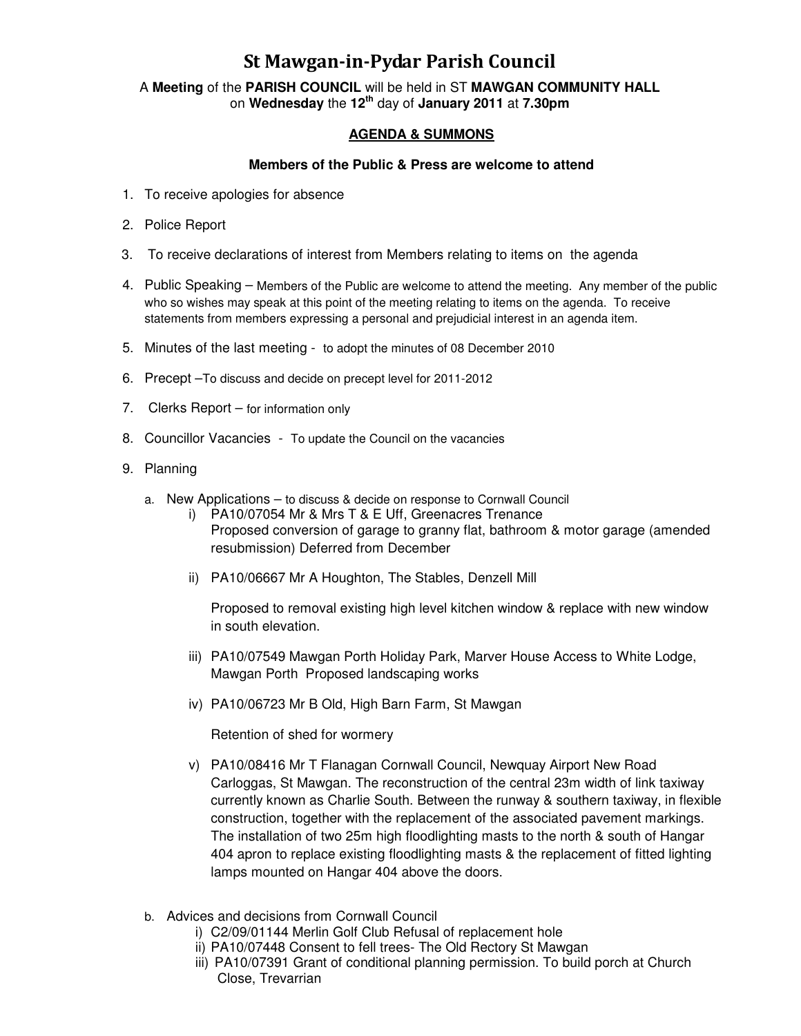# St Mawgan-in-Pydar Parish Council

A **Meeting** of the **PARISH COUNCIL** will be held in ST **MAWGAN COMMUNITY HALL** on **Wednesday** the **12th** day of **January 2011** at **7.30pm**

**AGENDA & SUMMONS**

**Members of the Public & Press are welcome to attend**

1. To receive apologies for absence
2. Police Report
3. To receive declarations of interest from Members relating to items on the agenda
4. Public Speaking – Members of the Public are welcome to attend the meeting. Any member of the public who so wishes may speak at this point of the meeting relating to items on the agenda. To receive statements from members expressing a personal and prejudicial interest in an agenda item.
5. Minutes of the last meeting - to adopt the minutes of 08 December 2010
6. Precept –To discuss and decide on precept level for 2011-2012
7. Clerks Report – for information only
8. Councillor Vacancies - To update the Council on the vacancies
9. Planning

   a. New Applications – to discuss & decide on response to Cornwall Council

      i) PA10/07054 Mr & Mrs T & E Uff, Greenacres Trenance
      Proposed conversion of garage to granny flat, bathroom & motor garage (amended resubmission) Deferred from December

      ii) PA10/06667 Mr A Houghton, The Stables, Denzell Mill

      Proposed to removal existing high level kitchen window & replace with new window in south elevation.

      iii) PA10/07549 Mawgan Porth Holiday Park, Marver House Access to White Lodge, Mawgan Porth Proposed landscaping works

      iv) PA10/06723 Mr B Old, High Barn Farm, St Mawgan

      Retention of shed for wormery

      v) PA10/08416 Mr T Flanagan Cornwall Council, Newquay Airport New Road Carloggas, St Mawgan. The reconstruction of the central 23m width of link taxiway currently known as Charlie South. Between the runway & southern taxiway, in flexible construction, together with the replacement of the associated pavement markings. The installation of two 25m high floodlighting masts to the north & south of Hangar 404 apron to replace existing floodlighting masts & the replacement of fitted lighting lamps mounted on Hangar 404 above the doors.

   b. Advices and decisions from Cornwall Council

      i) C2/09/01144 Merlin Golf Club Refusal of replacement hole
      ii) PA10/07448 Consent to fell trees- The Old Rectory St Mawgan
      iii) PA10/07391 Grant of conditional planning permission. To build porch at Church Close, Trevarrian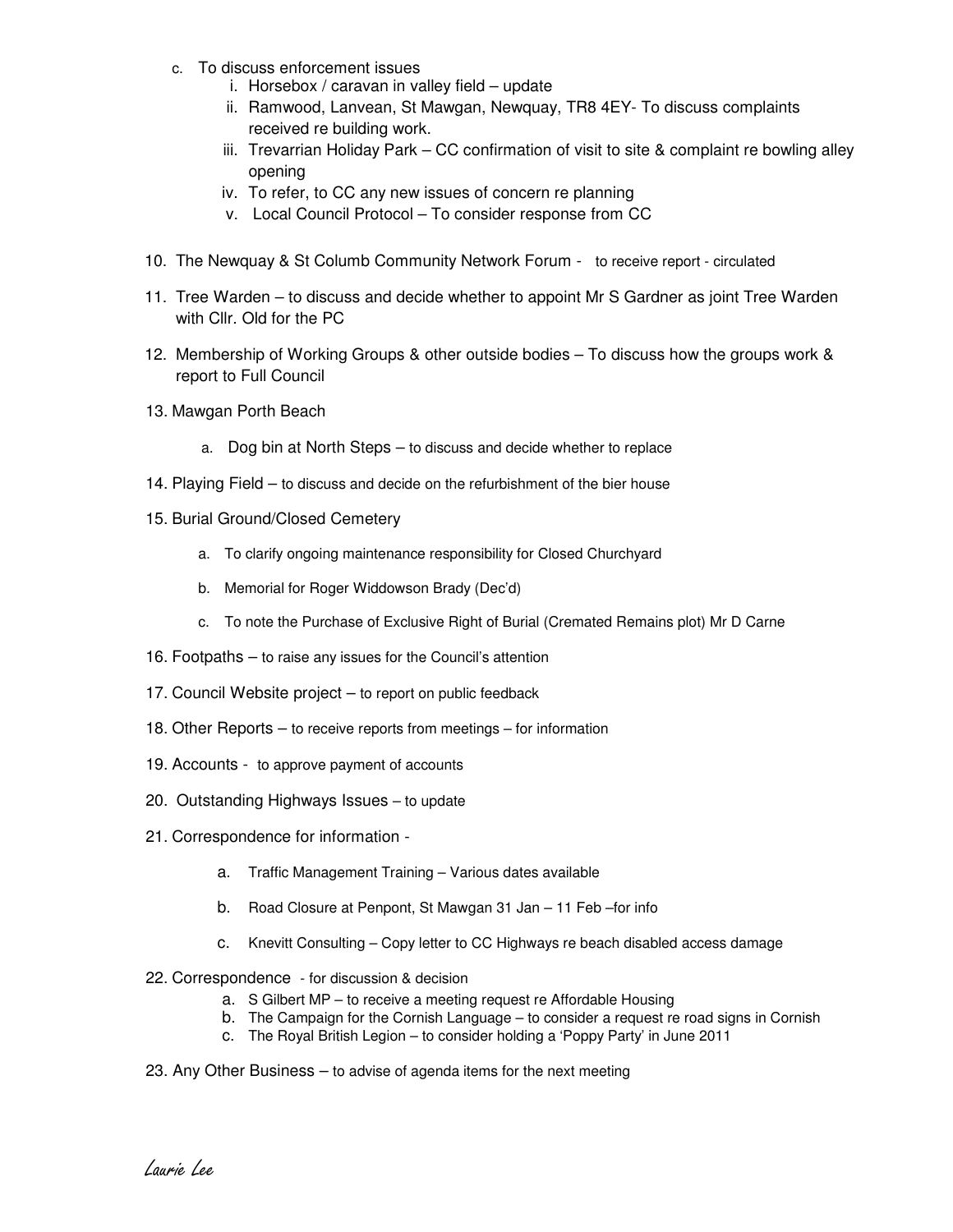c. To discuss enforcement issues
    i. Horsebox / caravan in valley field – update
    ii. Ramwood, Lanvean, St Mawgan, Newquay, TR8 4EY- To discuss complaints received re building work.
    iii. Trevarrian Holiday Park – CC confirmation of visit to site & complaint re bowling alley opening
    iv. To refer, to CC any new issues of concern re planning
    v. Local Council Protocol – To consider response from CC

10. The Newquay & St Columb Community Network Forum - to receive report - circulated

11. Tree Warden – to discuss and decide whether to appoint Mr S Gardner as joint Tree Warden with Cllr. Old for the PC

12. Membership of Working Groups & other outside bodies – To discuss how the groups work & report to Full Council

13. Mawgan Porth Beach

    a. Dog bin at North Steps – to discuss and decide whether to replace

14. Playing Field – to discuss and decide on the refurbishment of the bier house

15. Burial Ground/Closed Cemetery

    a. To clarify ongoing maintenance responsibility for Closed Churchyard

    b. Memorial for Roger Widdowson Brady (Dec'd)

    c. To note the Purchase of Exclusive Right of Burial (Cremated Remains plot) Mr D Carne

16. Footpaths – to raise any issues for the Council's attention

17. Council Website project – to report on public feedback

18. Other Reports – to receive reports from meetings – for information

19. Accounts - to approve payment of accounts

20. Outstanding Highways Issues – to update

21. Correspondence for information -

    a. Traffic Management Training – Various dates available

    b. Road Closure at Penpont, St Mawgan 31 Jan – 11 Feb –for info

    c. Knevitt Consulting – Copy letter to CC Highways re beach disabled access damage

22. Correspondence - for discussion & decision
    a. S Gilbert MP – to receive a meeting request re Affordable Housing
    b. The Campaign for the Cornish Language – to consider a request re road signs in Cornish
    c. The Royal British Legion – to consider holding a 'Poppy Party' in June 2011

23. Any Other Business – to advise of agenda items for the next meeting

*Laurie Lee*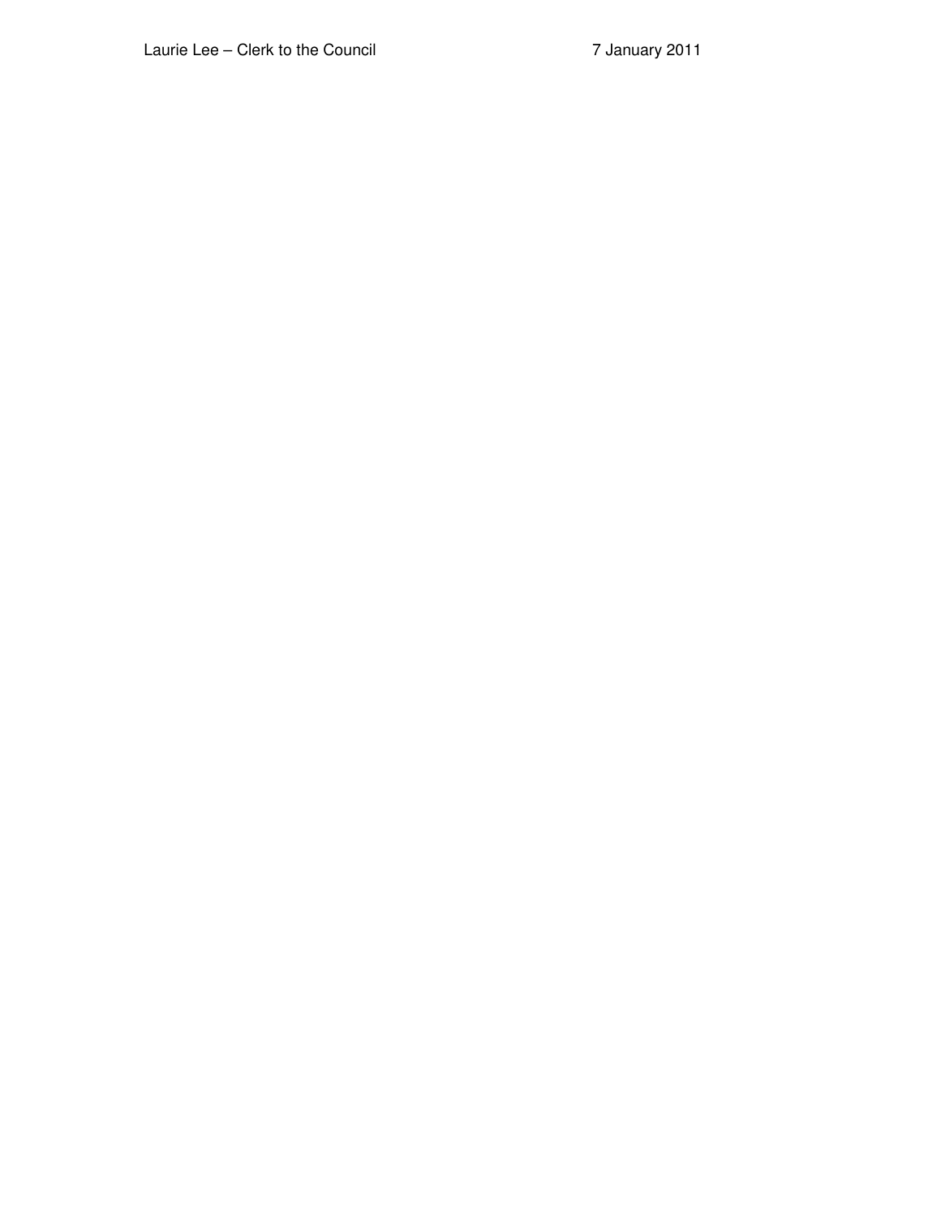Laurie Lee – Clerk to the Council 7 January 2011